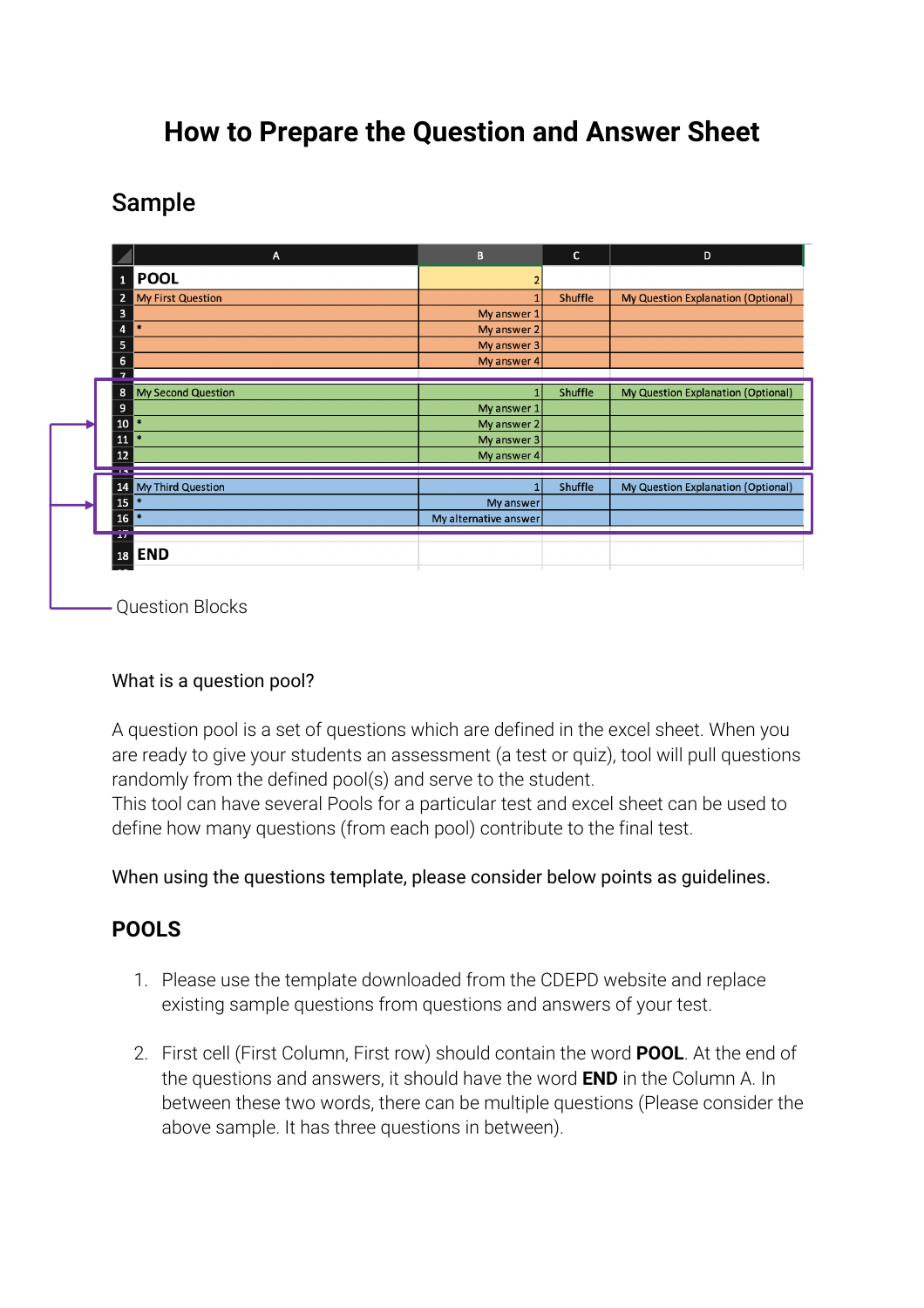# How to Prepare the Question and Answer Sheet

## Sample

| | A | B | C | D |
|---|---|---|---|---|
| 1 | **POOL** | 2 | | |
| 2 | My First Question | 1 | Shuffle | My Question Explanation (Optional) |
| 3 | | My answer 1 | | |
| 4 | * | My answer 2 | | |
| 5 | | My answer 3 | | |
| 6 | | My answer 4 | | |
| 7 | | | | |
| 8 | My Second Question | 1 | Shuffle | My Question Explanation (Optional) |
| 9 | | My answer 1 | | |
| 10 | * | My answer 2 | | |
| 11 | * | My answer 3 | | |
| 12 | | My answer 4 | | |
| 13 | | | | |
| 14 | My Third Question | 1 | Shuffle | My Question Explanation (Optional) |
| 15 | * | My answer | | |
| 16 | * | My alternative answer | | |
| 17 | | | | |
| 18 | **END** | | | |

Question Blocks

What is a question pool?

A question pool is a set of questions which are defined in the excel sheet. When you are ready to give your students an assessment (a test or quiz), tool will pull questions randomly from the defined pool(s) and serve to the student.
This tool can have several Pools for a particular test and excel sheet can be used to define how many questions (from each pool) contribute to the final test.

When using the questions template, please consider below points as guidelines.

## POOLS

1. Please use the template downloaded from the CDEPD website and replace existing sample questions from questions and answers of your test.

2. First cell (First Column, First row) should contain the word **POOL**. At the end of the questions and answers, it should have the word **END** in the Column A. In between these two words, there can be multiple questions (Please consider the above sample. It has three questions in between).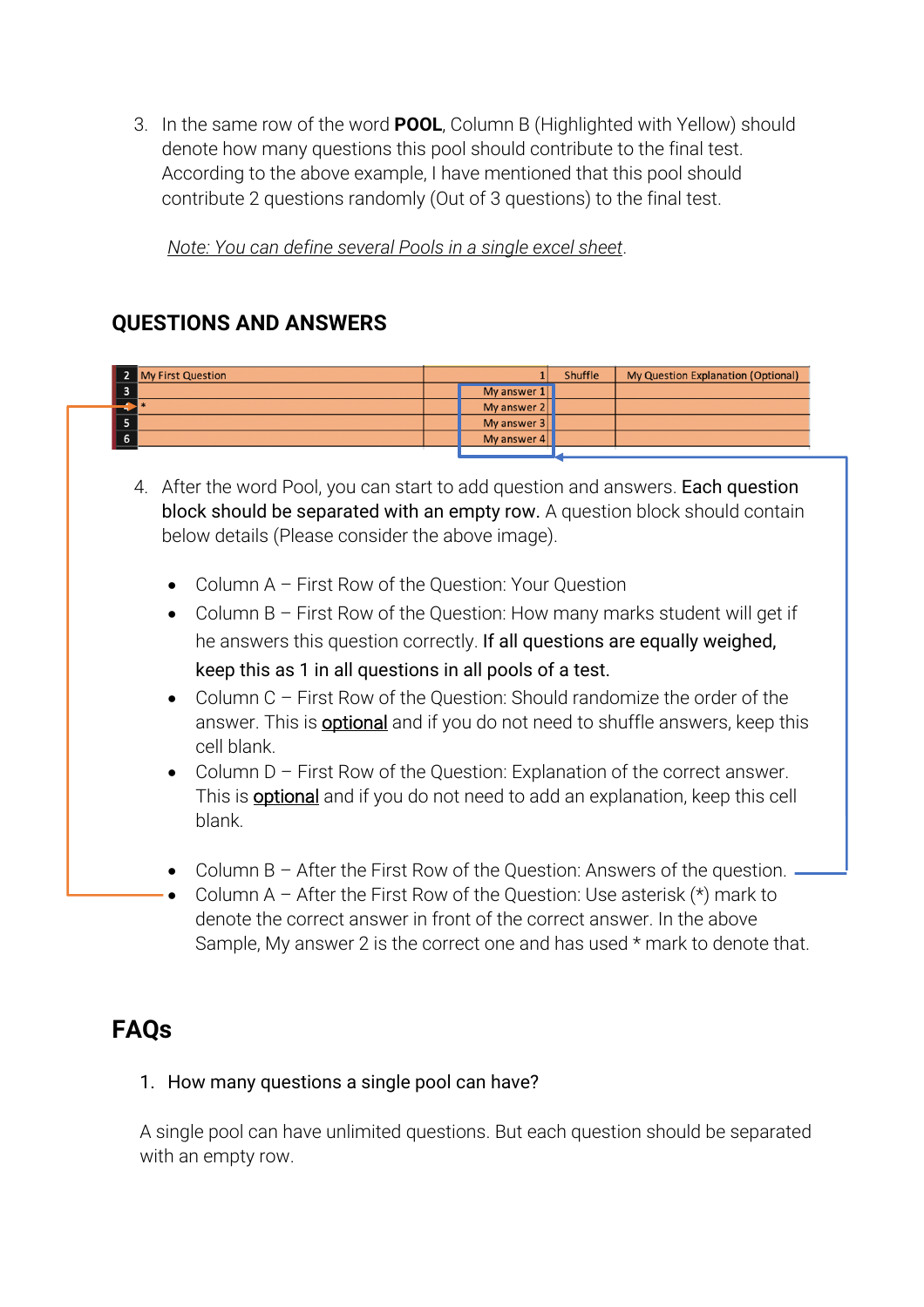3. In the same row of the word **POOL**, Column B (Highlighted with Yellow) should denote how many questions this pool should contribute to the final test. According to the above example, I have mentioned that this pool should contribute 2 questions randomly (Out of 3 questions) to the final test.

   *Note: You can define several Pools in a single excel sheet*.

## QUESTIONS AND ANSWERS

| | A | B | C | D |
|---|---|---|---|---|
| 2 | My First Question | 1 | Shuffle | My Question Explanation (Optional) |
| 3 | | My answer 1 | | |
| 4 | * | My answer 2 | | |
| 5 | | My answer 3 | | |
| 6 | | My answer 4 | | |

4. After the word Pool, you can start to add question and answers. **Each question block should be separated with an empty row.** A question block should contain below details (Please consider the above image).

   - Column A – First Row of the Question: Your Question
   - Column B – First Row of the Question: How many marks student will get if he answers this question correctly. **If all questions are equally weighed, keep this as 1 in all questions in all pools of a test.**
   - Column C – First Row of the Question: Should randomize the order of the answer. This is optional and if you do not need to shuffle answers, keep this cell blank.
   - Column D – First Row of the Question: Explanation of the correct answer. This is optional and if you do not need to add an explanation, keep this cell blank.

   - Column B – After the First Row of the Question: Answers of the question.
   - Column A – After the First Row of the Question: Use asterisk (*) mark to denote the correct answer in front of the correct answer. In the above Sample, My answer 2 is the correct one and has used * mark to denote that.

# FAQs

1. How many questions a single pool can have?

A single pool can have unlimited questions. But each question should be separated with an empty row.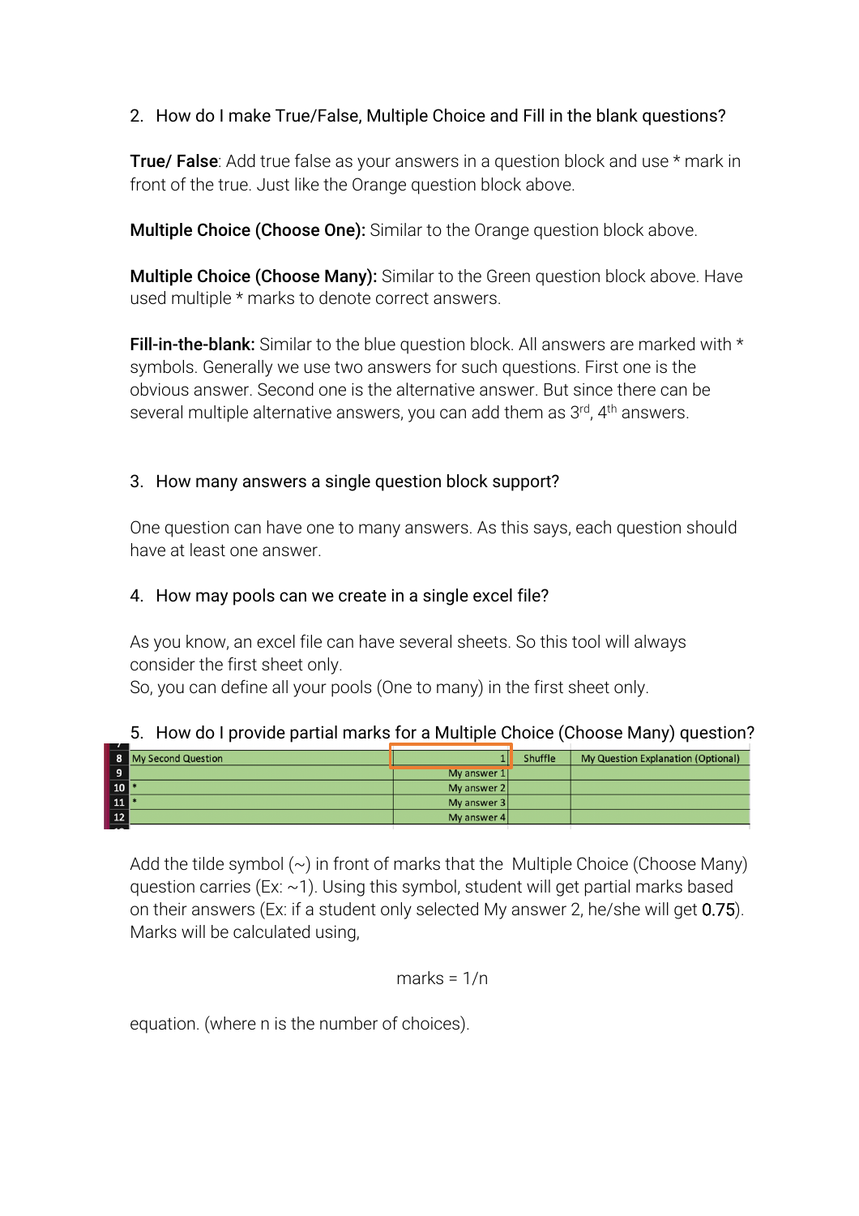2. How do I make True/False, Multiple Choice and Fill in the blank questions?

**True/ False**: Add true false as your answers in a question block and use * mark in front of the true. Just like the Orange question block above.

**Multiple Choice (Choose One):** Similar to the Orange question block above.

**Multiple Choice (Choose Many):** Similar to the Green question block above. Have used multiple * marks to denote correct answers.

**Fill-in-the-blank:** Similar to the blue question block. All answers are marked with * symbols. Generally we use two answers for such questions. First one is the obvious answer. Second one is the alternative answer. But since there can be several multiple alternative answers, you can add them as 3rd, 4th answers.

3. How many answers a single question block support?

One question can have one to many answers. As this says, each question should have at least one answer.

4. How may pools can we create in a single excel file?

As you know, an excel file can have several sheets. So this tool will always consider the first sheet only.
So, you can define all your pools (One to many) in the first sheet only.

5. How do I provide partial marks for a Multiple Choice (Choose Many) question?

| | | | | |
|---|---|---|---|---|
| 8 | My Second Question | 1 | Shuffle | My Question Explanation (Optional) |
| 9 | | My answer 1 | | |
| 10 | * | My answer 2 | | |
| 11 | * | My answer 3 | | |
| 12 | | My answer 4 | | |

Add the tilde symbol (~) in front of marks that the Multiple Choice (Choose Many) question carries (Ex: ~1). Using this symbol, student will get partial marks based on their answers (Ex: if a student only selected My answer 2, he/she will get 0.75). Marks will be calculated using,

$$marks = 1/n$$

equation. (where n is the number of choices).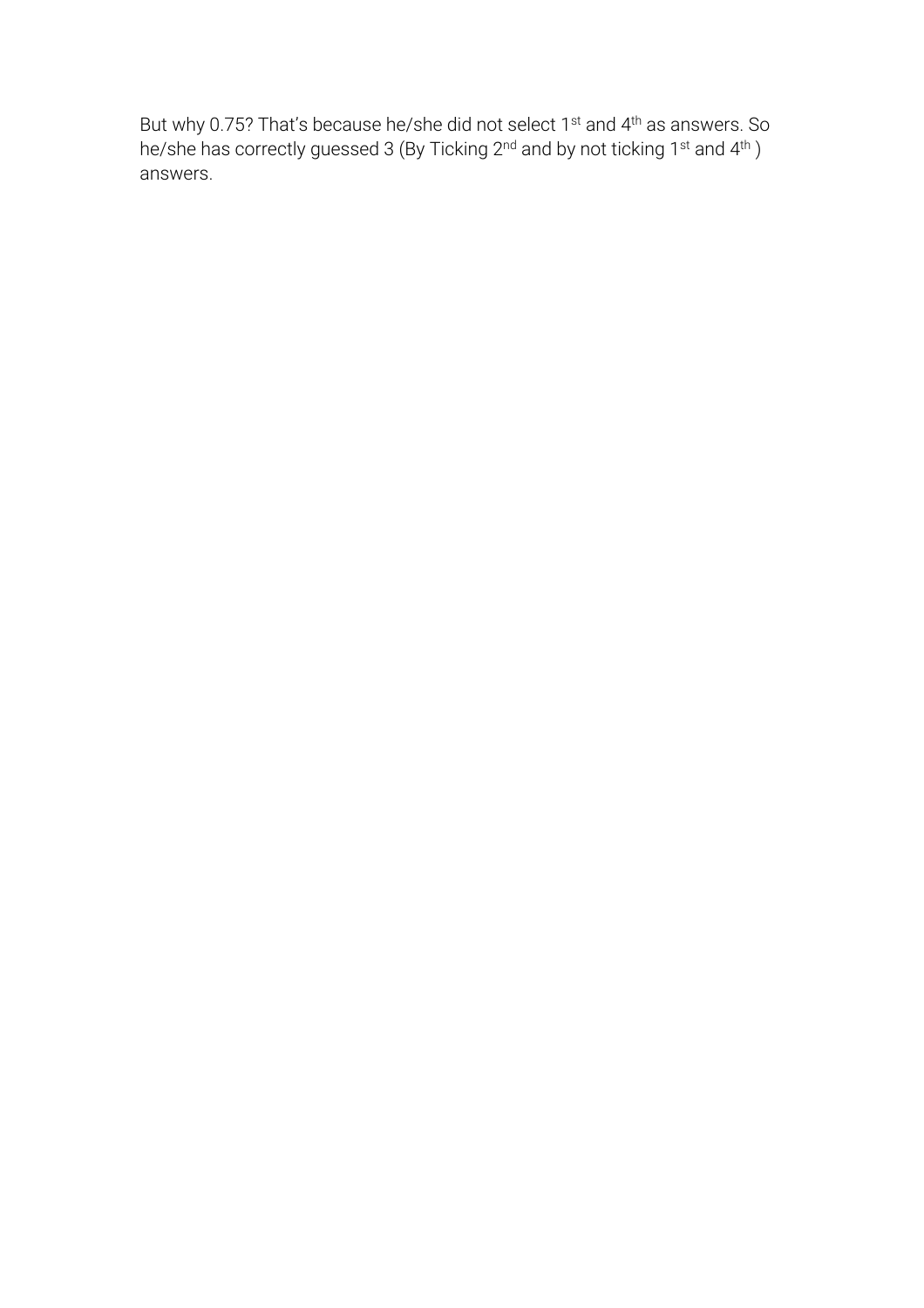But why 0.75? That's because he/she did not select 1st and 4th as answers. So he/she has correctly guessed 3 (By Ticking 2nd and by not ticking 1st and 4th ) answers.